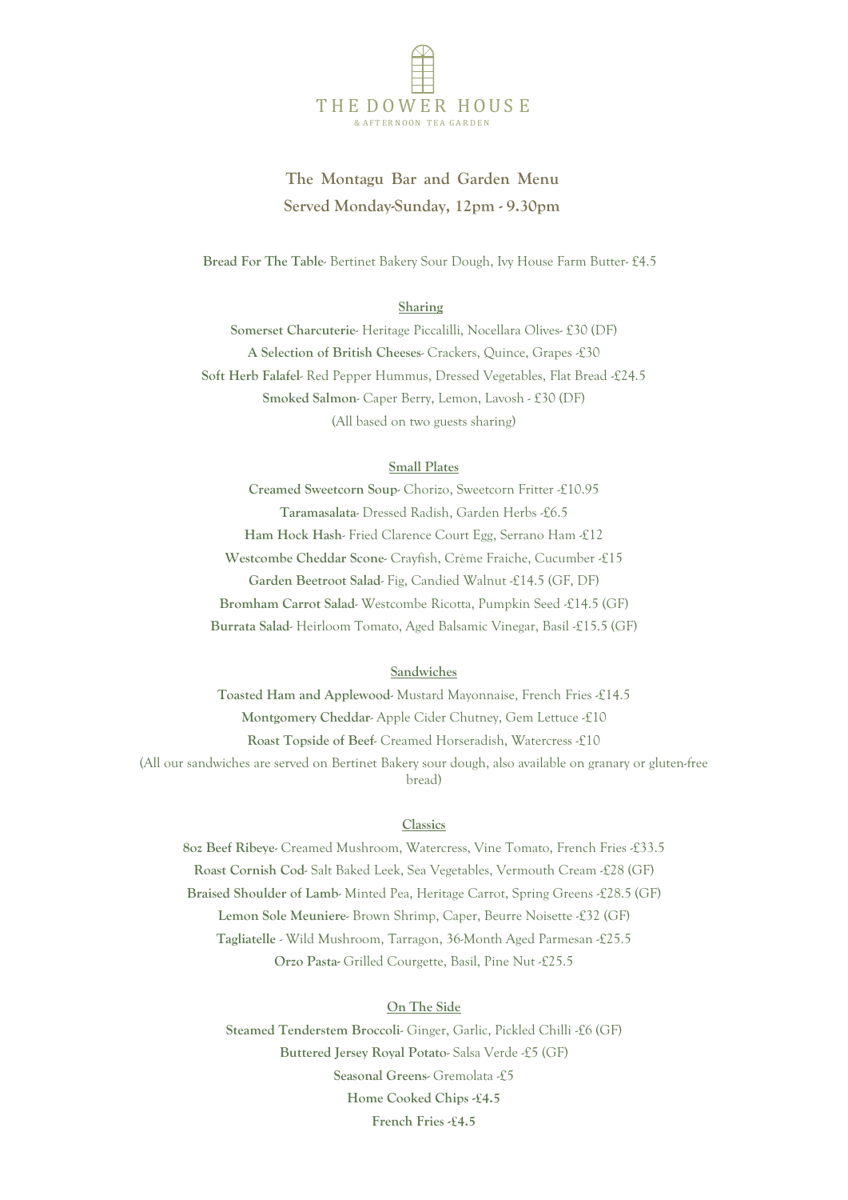# THE DOWER HOUSE

& AFTERNOON TEA GARDEN

## The Montagu Bar and Garden Menu

**Served Monday-Sunday, 12pm - 9.30pm**

**Bread For The Table**- Bertinet Bakery Sour Dough, Ivy House Farm Butter- £4.5

### Sharing

**Somerset Charcuterie**- Heritage Piccalilli, Nocellara Olives- £30 (DF)

**A Selection of British Cheeses**- Crackers, Quince, Grapes -£30

**Soft Herb Falafel**- Red Pepper Hummus, Dressed Vegetables, Flat Bread -£24.5

**Smoked Salmon**- Caper Berry, Lemon, Lavosh - £30 (DF)

(All based on two guests sharing)

### Small Plates

**Creamed Sweetcorn Soup**- Chorizo, Sweetcorn Fritter -£10.95

**Taramasalata**- Dressed Radish, Garden Herbs -£6.5

**Ham Hock Hash**- Fried Clarence Court Egg, Serrano Ham -£12

**Westcombe Cheddar Scone**- Crayfish, Crème Fraiche, Cucumber -£15

**Garden Beetroot Salad**- Fig, Candied Walnut -£14.5 (GF, DF)

**Bromham Carrot Salad**- Westcombe Ricotta, Pumpkin Seed -£14.5 (GF)

**Burrata Salad**- Heirloom Tomato, Aged Balsamic Vinegar, Basil -£15.5 (GF)

### Sandwiches

**Toasted Ham and Applewood**- Mustard Mayonnaise, French Fries -£14.5

**Montgomery Cheddar**- Apple Cider Chutney, Gem Lettuce -£10

**Roast Topside of Beef**- Creamed Horseradish, Watercress -£10

(All our sandwiches are served on Bertinet Bakery sour dough, also available on granary or gluten-free bread)

### Classics

**8oz Beef Ribeye**- Creamed Mushroom, Watercress, Vine Tomato, French Fries -£33.5

**Roast Cornish Cod**- Salt Baked Leek, Sea Vegetables, Vermouth Cream -£28 (GF)

**Braised Shoulder of Lamb**- Minted Pea, Heritage Carrot, Spring Greens -£28.5 (GF)

**Lemon Sole Meuniere**- Brown Shrimp, Caper, Beurre Noisette -£32 (GF)

**Tagliatelle** - Wild Mushroom, Tarragon, 36-Month Aged Parmesan -£25.5

**Orzo Pasta**- Grilled Courgette, Basil, Pine Nut -£25.5

### On The Side

**Steamed Tenderstem Broccoli**- Ginger, Garlic, Pickled Chilli -£6 (GF)

**Buttered Jersey Royal Potato**- Salsa Verde -£5 (GF)

**Seasonal Greens**- Gremolata -£5

**Home Cooked Chips -£4.5**

**French Fries -£4.5**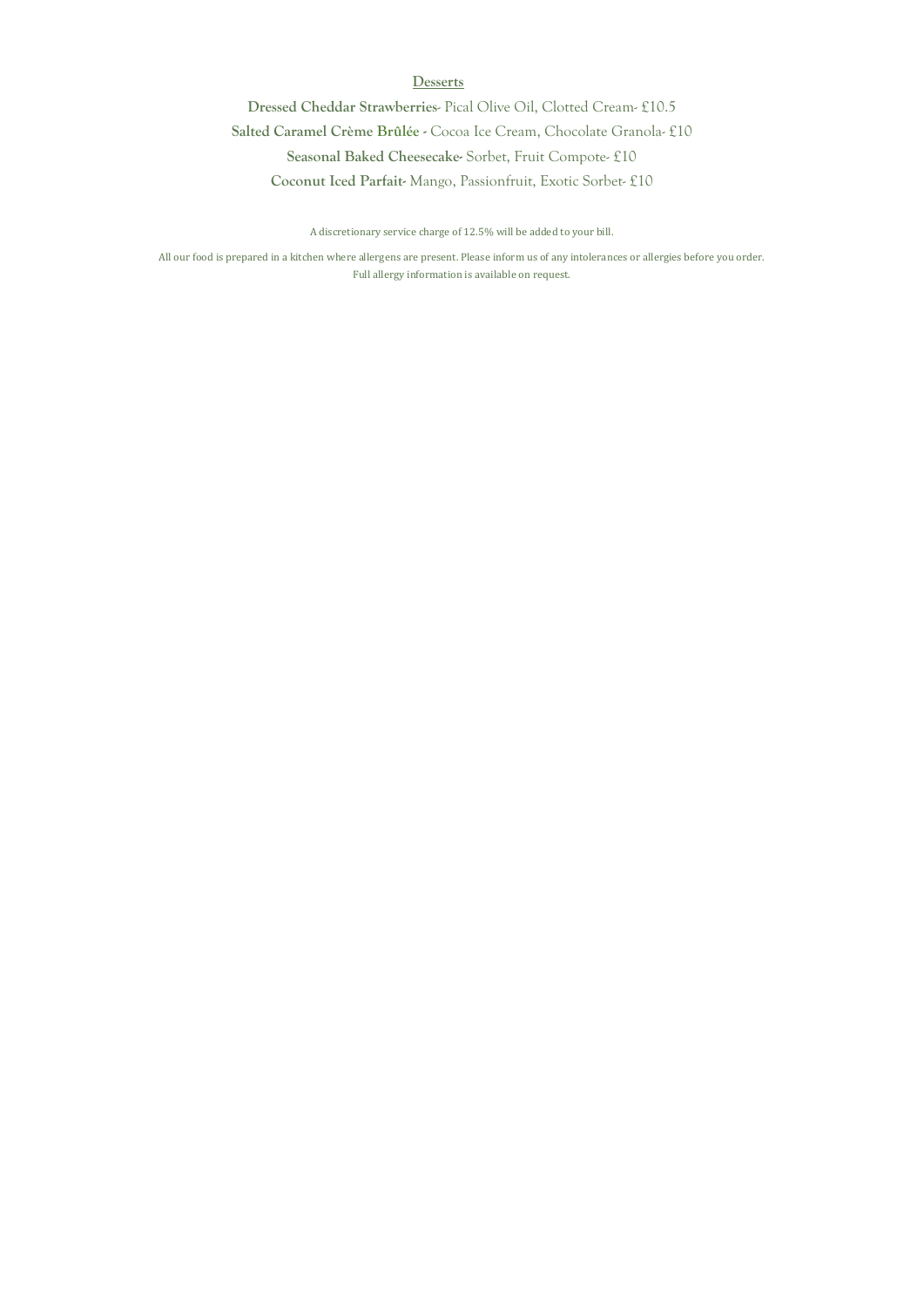## Desserts

**Dressed Cheddar Strawberries**- Pical Olive Oil, Clotted Cream- £10.5

**Salted Caramel Crème Brûlée -** Cocoa Ice Cream, Chocolate Granola- £10

**Seasonal Baked Cheesecake-** Sorbet, Fruit Compote- £10

**Coconut Iced Parfait-** Mango, Passionfruit, Exotic Sorbet- £10

A discretionary service charge of 12.5% will be added to your bill.

All our food is prepared in a kitchen where allergens are present. Please inform us of any intolerances or allergies before you order.
Full allergy information is available on request.